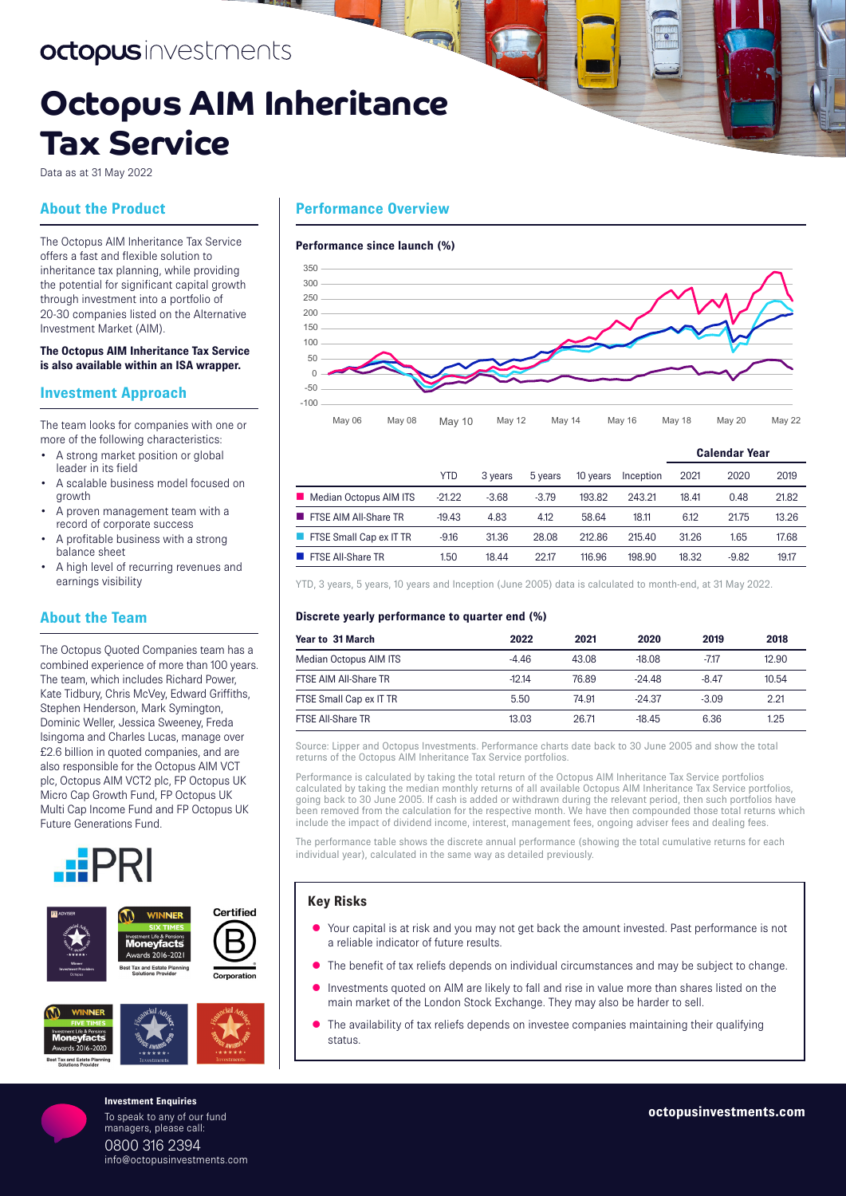octopus investments

# Octopus AIM Inheritance Tax Service

Data as at 31 May 2022

## About the Product

The Octopus AIM Inheritance Tax Service offers a fast and flexible solution to inheritance tax planning, while providing the potential for significant capital growth through investment into a portfolio of 20-30 companies listed on the Alternative Investment Market (AIM).

**The Octopus AIM Inheritance Tax Service is also available within an ISA wrapper.**

## Investment Approach

The team looks for companies with one or more of the following characteristics:

- A strong market position or global leader in its field
- A scalable business model focused on growth
- A proven management team with a record of corporate success
- A profitable business with a strong balance sheet
- A high level of recurring revenues and earnings visibility

## About the Team

The Octopus Quoted Companies team has a combined experience of more than 100 years. The team, which includes Richard Power, Kate Tidbury, Chris McVey, Edward Griffiths, Stephen Henderson, Mark Symington, Dominic Weller, Jessica Sweeney, Freda Isingoma and Charles Lucas, manage over £2.6 billion in quoted companies, and are also responsible for the Octopus AIM VCT plc, Octopus AIM VCT2 plc, FP Octopus UK Micro Cap Growth Fund, FP Octopus UK Multi Cap Income Fund and FP Octopus UK Future Generations Fund.

## Performance Overview

### Performance since launch (%)

| | YTD | 3 years | 5 years | 10 years | Inception | 2021 | 2020 | 2019 |
|---|---|---|---|---|---|---|---|---|
| | | | | | | **Calendar Year** | | |
| Median Octopus AIM ITS | -21.22 | -3.68 | -3.79 | 193.82 | 243.21 | 18.41 | 0.48 | 21.82 |
| FTSE AIM All-Share TR | -19.43 | 4.83 | 4.12 | 58.64 | 18.11 | 6.12 | 21.75 | 13.26 |
| FTSE Small Cap ex IT TR | -9.16 | 31.36 | 28.08 | 212.86 | 215.40 | 31.26 | 1.65 | 17.68 |
| FTSE All-Share TR | 1.50 | 18.44 | 22.17 | 116.96 | 198.90 | 18.32 | -9.82 | 19.17 |

YTD, 3 years, 5 years, 10 years and Inception (June 2005) data is calculated to month-end, at 31 May 2022.

### Discrete yearly performance to quarter end (%)

| Year to 31 March | 2022 | 2021 | 2020 | 2019 | 2018 |
|---|---|---|---|---|---|
| Median Octopus AIM ITS | -4.46 | 43.08 | -18.08 | -7.17 | 12.90 |
| FTSE AIM All-Share TR | -12.14 | 76.89 | -24.48 | -8.47 | 10.54 |
| FTSE Small Cap ex IT TR | 5.50 | 74.91 | -24.37 | -3.09 | 2.21 |
| FTSE All-Share TR | 13.03 | 26.71 | -18.45 | 6.36 | 1.25 |

Source: Lipper and Octopus Investments. Performance charts date back to 30 June 2005 and show the total returns of the Octopus AIM Inheritance Tax Service portfolios.

Performance is calculated by taking the total return of the Octopus AIM Inheritance Tax Service portfolios calculated by taking the median monthly returns of all available Octopus AIM Inheritance Tax Service portfolios, going back to 30 June 2005. If cash is added or withdrawn during the relevant period, then such portfolios have been removed from the calculation for the respective month. We have then compounded those total returns which include the impact of dividend income, interest, management fees, ongoing adviser fees and dealing fees.

The performance table shows the discrete annual performance (showing the total cumulative returns for each individual year), calculated in the same way as detailed previously.

### Key Risks

- Your capital is at risk and you may not get back the amount invested. Past performance is not a reliable indicator of future results.
- The benefit of tax reliefs depends on individual circumstances and may be subject to change.
- Investments quoted on AIM are likely to fall and rise in value more than shares listed on the main market of the London Stock Exchange. They may also be harder to sell.
- The availability of tax reliefs depends on investee companies maintaining their qualifying status.

**Investment Enquiries**

To speak to any of our fund managers, please call:

0800 316 2394

info@octopusinvestments.com

**octopusinvestments.com**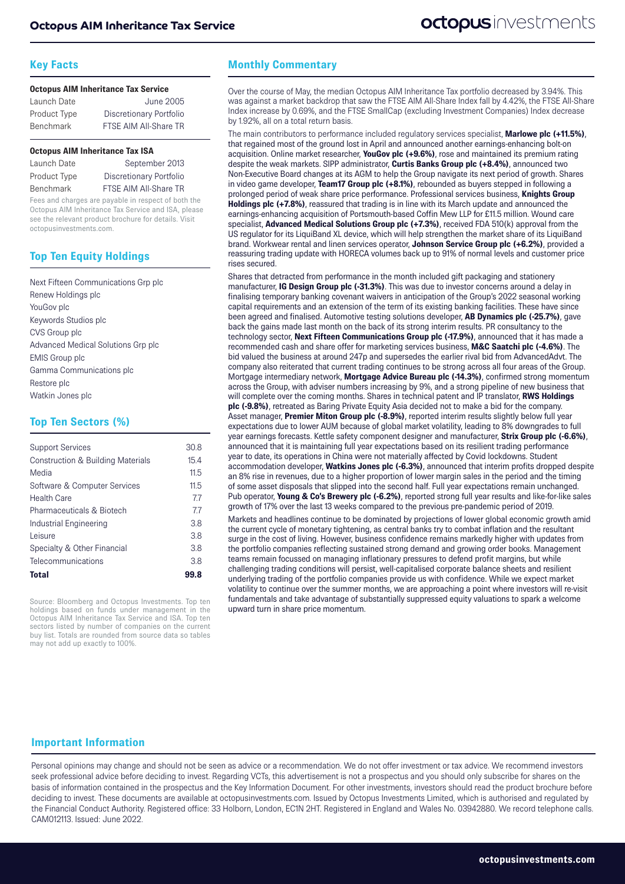## Key Facts

### Octopus AIM Inheritance Tax Service

| | |
|---|---|
| Launch Date | June 2005 |
| Product Type | Discretionary Portfolio |
| Benchmark | FTSE AIM All-Share TR |

### Octopus AIM Inheritance Tax ISA

| | |
|---|---|
| Launch Date | September 2013 |
| Product Type | Discretionary Portfolio |
| Benchmark | FTSE AIM All-Share TR |

Fees and charges are payable in respect of both the Octopus AIM Inheritance Tax Service and ISA, please see the relevant product brochure for details. Visit octopusinvestments.com.

## Top Ten Equity Holdings

- Next Fifteen Communications Grp plc
- Renew Holdings plc
- YouGov plc
- Keywords Studios plc
- CVS Group plc
- Advanced Medical Solutions Grp plc
- EMIS Group plc
- Gamma Communications plc
- Restore plc
- Watkin Jones plc

## Top Ten Sectors (%)

| | |
|---|---|
| Support Services | 30.8 |
| Construction & Building Materials | 15.4 |
| Media | 11.5 |
| Software & Computer Services | 11.5 |
| Health Care | 7.7 |
| Pharmaceuticals & Biotech | 7.7 |
| Industrial Engineering | 3.8 |
| Leisure | 3.8 |
| Specialty & Other Financial | 3.8 |
| Telecommunications | 3.8 |
| **Total** | **99.8** |

Source: Bloomberg and Octopus Investments. Top ten holdings based on funds under management in the Octopus AIM Inheritance Tax Service and ISA. Top ten sectors listed by number of companies on the current buy list. Totals are rounded from source data so tables may not add up exactly to 100%.

## Monthly Commentary

Over the course of May, the median Octopus AIM Inheritance Tax portfolio decreased by 3.94%. This was against a market backdrop that saw the FTSE AIM All-Share Index fall by 4.42%, the FTSE All-Share Index increase by 0.69%, and the FTSE SmallCap (excluding Investment Companies) Index decrease by 1.92%, all on a total return basis.

The main contributors to performance included regulatory services specialist, **Marlowe plc (+11.5%)**, that regained most of the ground lost in April and announced another earnings-enhancing bolt-on acquisition. Online market researcher, **YouGov plc (+9.6%)**, rose and maintained its premium rating despite the weak markets. SIPP administrator, **Curtis Banks Group plc (+8.4%)**, announced two Non-Executive Board changes at its AGM to help the Group navigate its next period of growth. Shares in video game developer, **Team17 Group plc (+8.1%)**, rebounded as buyers stepped in following a prolonged period of weak share price performance. Professional services business, **Knights Group Holdings plc (+7.8%)**, reassured that trading is in line with its March update and announced the earnings-enhancing acquisition of Portsmouth-based Coffin Mew LLP for £11.5 million. Wound care specialist, **Advanced Medical Solutions Group plc (+7.3%)**, received FDA 510(k) approval from the US regulator for its LiquiBand XL device, which will help strengthen the market share of its LiquiBand brand. Workwear rental and linen services operator, **Johnson Service Group plc (+6.2%)**, provided a reassuring trading update with HORECA volumes back up to 91% of normal levels and customer price rises secured.

Shares that detracted from performance in the month included gift packaging and stationery manufacturer, **IG Design Group plc (-31.3%)**. This was due to investor concerns around a delay in finalising temporary banking covenant waivers in anticipation of the Group's 2022 seasonal working capital requirements and an extension of the term of its existing banking facilities. These have since been agreed and finalised. Automotive testing solutions developer, **AB Dynamics plc (-25.7%)**, gave back the gains made last month on the back of its strong interim results. PR consultancy to the technology sector, **Next Fifteen Communications Group plc (-17.9%)**, announced that it has made a recommended cash and share offer for marketing services business, **M&C Saatchi plc (-4.6%)**. The bid valued the business at around 247p and supersedes the earlier rival bid from AdvancedAdvt. The company also reiterated that current trading continues to be strong across all four areas of the Group. Mortgage intermediary network, **Mortgage Advice Bureau (-14.3%)**, confirmed strong momentum across the Group, with adviser numbers increasing by 9%, and a strong pipeline of new business that will complete over the coming months. Shares in technical patent and IP translator, **RWS Holdings plc (-9.8%)**, retreated as Baring Private Equity Asia decided not to make a bid for the company. Asset manager, **Premier Miton Group plc (-8.9%)**, reported interim results slightly below full year expectations due to lower AUM because of global market volatility, leading to 8% downgrades to full year earnings forecasts. Kettle safety component designer and manufacturer, **Strix Group plc (-6.6%)**, announced that it is maintaining full year expectations based on its resilient trading performance year to date, its operations in China were not materially affected by Covid lockdowns. Student accommodation developer, **Watkins Jones plc (-6.3%)**, announced that interim profits dropped despite an 8% rise in revenues, due to a higher proportion of lower margin sales in the period and the timing of some asset disposals that slipped into the second half. Full year expectations remain unchanged. Pub operator, **Young & Co's Brewery plc (-6.2%)**, reported strong full year results and like-for-like sales growth of 17% over the last 13 weeks compared to the previous pre-pandemic period of 2019.

Markets and headlines continue to be dominated by projections of lower global economic growth amid the current cycle of monetary tightening, as central banks try to combat inflation and the resultant surge in the cost of living. However, business confidence remains markedly higher with updates from the portfolio companies reflecting sustained strong demand and growing order books. Management teams remain focussed on managing inflationary pressures to defend profit margins, but while challenging trading conditions will persist, well-capitalised corporate balance sheets and resilient underlying trading of the portfolio companies provide us with confidence. While we expect market volatility to continue over the summer months, we are approaching a point where investors will re-visit fundamentals and take advantage of substantially suppressed equity valuations to spark a welcome upward turn in share price momentum.

## Important Information

Personal opinions may change and should not be seen as advice or a recommendation. We do not offer investment or tax advice. We recommend investors seek professional advice before deciding to invest. Regarding VCTs, this advertisement is not a prospectus and you should only subscribe for shares on the basis of information contained in the prospectus and the Key Information Document. For other investments, investors should read the product brochure before deciding to invest. These documents are available at octopusinvestments.com. Issued by Octopus Investments Limited, which is authorised and regulated by the Financial Conduct Authority. Registered office: 33 Holborn, London, EC1N 2HT. Registered in England and Wales No. 03942880. We record telephone calls. CAM012113. Issued: June 2022.